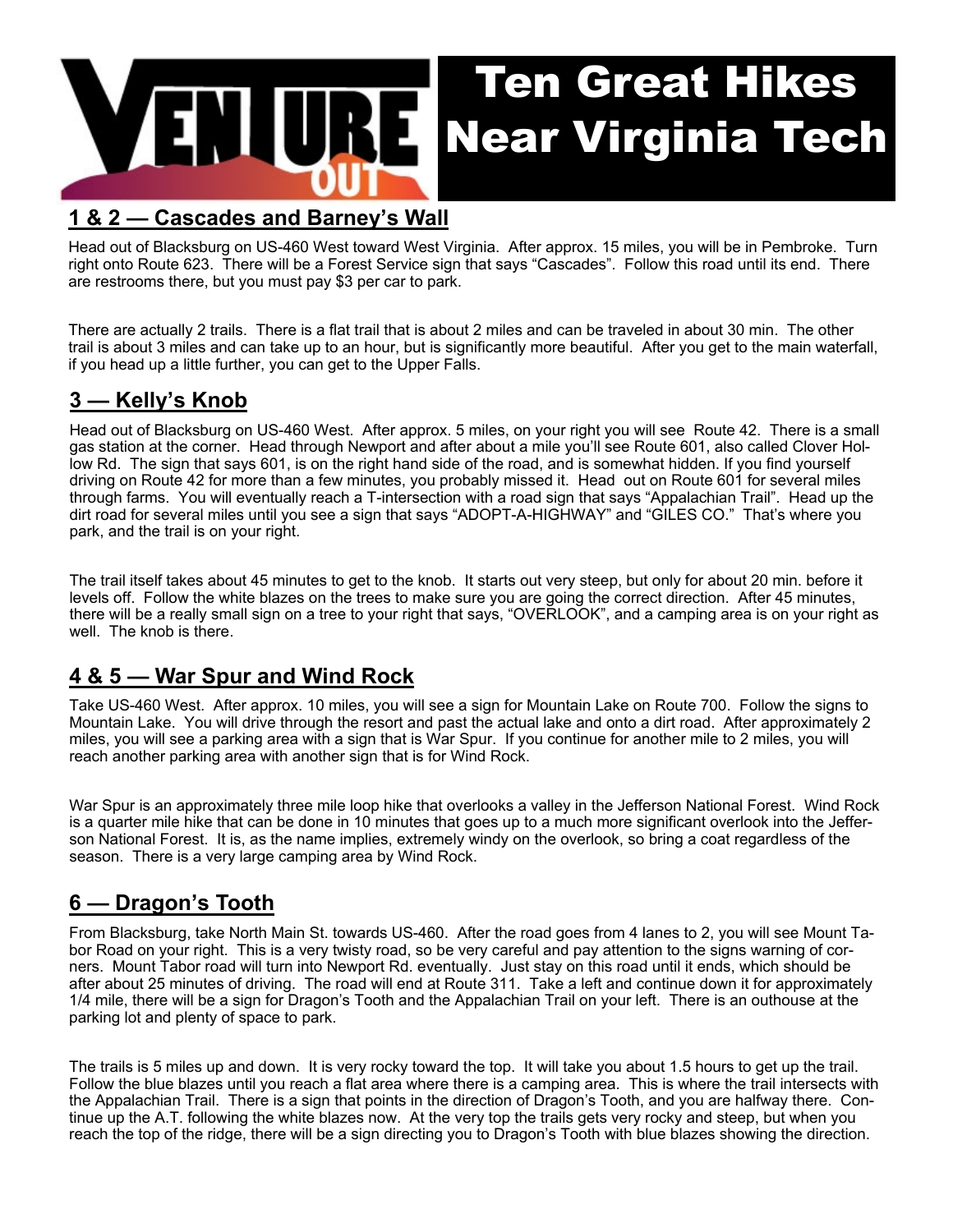# Ten Great Hikes Near Virginia Tech

## 1 & 2 — Cascades and Barney's Wall

Head out of Blacksburg on US-460 West toward West Virginia. After approx. 15 miles, you will be in Pembroke. Turn right onto Route 623. There will be a Forest Service sign that says "Cascades". Follow this road until its end. There are restrooms there, but you must pay $3 per car to park.

There are actually 2 trails. There is a flat trail that is about 2 miles and can be traveled in about 30 min. The other trail is about 3 miles and can take up to an hour, but is significantly more beautiful. After you get to the main waterfall, if you head up a little further, you can get to the Upper Falls.

## 3 — Kelly's Knob

Head out of Blacksburg on US-460 West. After approx. 5 miles, on your right you will see Route 42. There is a small gas station at the corner. Head through Newport and after about a mile you'll see Route 601, also called Clover Hollow Rd. The sign that says 601, is on the right hand side of the road, and is somewhat hidden. If you find yourself driving on Route 42 for more than a few minutes, you probably missed it. Head out on Route 601 for several miles through farms. You will eventually reach a T-intersection with a road sign that says "Appalachian Trail". Head up the dirt road for several miles until you see a sign that says "ADOPT-A-HIGHWAY" and "GILES CO." That's where you park, and the trail is on your right.

The trail itself takes about 45 minutes to get to the knob. It starts out very steep, but only for about 20 min. before it levels off. Follow the white blazes on the trees to make sure you are going the correct direction. After 45 minutes, there will be a really small sign on a tree to your right that says, "OVERLOOK", and a camping area is on your right as well. The knob is there.

## 4 & 5 — War Spur and Wind Rock

Take US-460 West. After approx. 10 miles, you will see a sign for Mountain Lake on Route 700. Follow the signs to Mountain Lake. You will drive through the resort and past the actual lake and onto a dirt road. After approximately 2 miles, you will see a parking area with a sign that is War Spur. If you continue for another mile to 2 miles, you will reach another parking area with another sign that is for Wind Rock.

War Spur is an approximately three mile loop hike that overlooks a valley in the Jefferson National Forest. Wind Rock is a quarter mile hike that can be done in 10 minutes that goes up to a much more significant overlook into the Jefferson National Forest. It is, as the name implies, extremely windy on the overlook, so bring a coat regardless of the season. There is a very large camping area by Wind Rock.

## 6 — Dragon's Tooth

From Blacksburg, take North Main St. towards US-460. After the road goes from 4 lanes to 2, you will see Mount Tabor Road on your right. This is a very twisty road, so be very careful and pay attention to the signs warning of corners. Mount Tabor road will turn into Newport Rd. eventually. Just stay on this road until it ends, which should be after about 25 minutes of driving. The road will end at Route 311. Take a left and continue down it for approximately 1/4 mile, there will be a sign for Dragon's Tooth and the Appalachian Trail on your left. There is an outhouse at the parking lot and plenty of space to park.

The trails is 5 miles up and down. It is very rocky toward the top. It will take you about 1.5 hours to get up the trail. Follow the blue blazes until you reach a flat area where there is a camping area. This is where the trail intersects with the Appalachian Trail. There is a sign that points in the direction of Dragon's Tooth, and you are halfway there. Continue up the A.T. following the white blazes now. At the very top the trails gets very rocky and steep, but when you reach the top of the ridge, there will be a sign directing you to Dragon's Tooth with blue blazes showing the direction.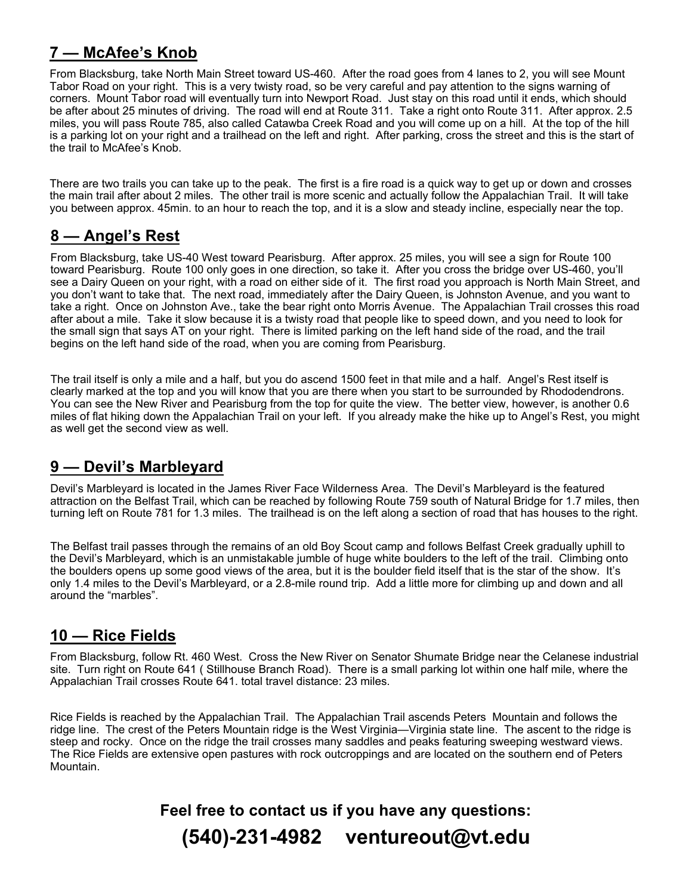## 7 — McAfee's Knob

From Blacksburg, take North Main Street toward US-460. After the road goes from 4 lanes to 2, you will see Mount Tabor Road on your right. This is a very twisty road, so be very careful and pay attention to the signs warning of corners. Mount Tabor road will eventually turn into Newport Road. Just stay on this road until it ends, which should be after about 25 minutes of driving. The road will end at Route 311. Take a right onto Route 311. After approx. 2.5 miles, you will pass Route 785, also called Catawba Creek Road and you will come up on a hill. At the top of the hill is a parking lot on your right and a trailhead on the left and right. After parking, cross the street and this is the start of the trail to McAfee's Knob.

There are two trails you can take up to the peak. The first is a fire road is a quick way to get up or down and crosses the main trail after about 2 miles. The other trail is more scenic and actually follow the Appalachian Trail. It will take you between approx. 45min. to an hour to reach the top, and it is a slow and steady incline, especially near the top.

## 8 — Angel's Rest

From Blacksburg, take US-40 West toward Pearisburg. After approx. 25 miles, you will see a sign for Route 100 toward Pearisburg. Route 100 only goes in one direction, so take it. After you cross the bridge over US-460, you'll see a Dairy Queen on your right, with a road on either side of it. The first road you approach is North Main Street, and you don't want to take that. The next road, immediately after the Dairy Queen, is Johnston Avenue, and you want to take a right. Once on Johnston Ave., take the bear right onto Morris Avenue. The Appalachian Trail crosses this road after about a mile. Take it slow because it is a twisty road that people like to speed down, and you need to look for the small sign that says AT on your right. There is limited parking on the left hand side of the road, and the trail begins on the left hand side of the road, when you are coming from Pearisburg.

The trail itself is only a mile and a half, but you do ascend 1500 feet in that mile and a half. Angel's Rest itself is clearly marked at the top and you will know that you are there when you start to be surrounded by Rhododendrons. You can see the New River and Pearisburg from the top for quite the view. The better view, however, is another 0.6 miles of flat hiking down the Appalachian Trail on your left. If you already make the hike up to Angel's Rest, you might as well get the second view as well.

## 9 — Devil's Marbleyard

Devil's Marbleyard is located in the James River Face Wilderness Area. The Devil's Marbleyard is the featured attraction on the Belfast Trail, which can be reached by following Route 759 south of Natural Bridge for 1.7 miles, then turning left on Route 781 for 1.3 miles. The trailhead is on the left along a section of road that has houses to the right.

The Belfast trail passes through the remains of an old Boy Scout camp and follows Belfast Creek gradually uphill to the Devil's Marbleyard, which is an unmistakable jumble of huge white boulders to the left of the trail. Climbing onto the boulders opens up some good views of the area, but it is the boulder field itself that is the star of the show. It's only 1.4 miles to the Devil's Marbleyard, or a 2.8-mile round trip. Add a little more for climbing up and down and all around the "marbles".

## 10 — Rice Fields

From Blacksburg, follow Rt. 460 West. Cross the New River on Senator Shumate Bridge near the Celanese industrial site. Turn right on Route 641 ( Stillhouse Branch Road). There is a small parking lot within one half mile, where the Appalachian Trail crosses Route 641. total travel distance: 23 miles.

Rice Fields is reached by the Appalachian Trail. The Appalachian Trail ascends Peters Mountain and follows the ridge line. The crest of the Peters Mountain ridge is the West Virginia—Virginia state line. The ascent to the ridge is steep and rocky. Once on the ridge the trail crosses many saddles and peaks featuring sweeping westward views. The Rice Fields are extensive open pastures with rock outcroppings and are located on the southern end of Peters Mountain.

**Feel free to contact us if you have any questions:**

**(540)-231-4982 ventureout@vt.edu**